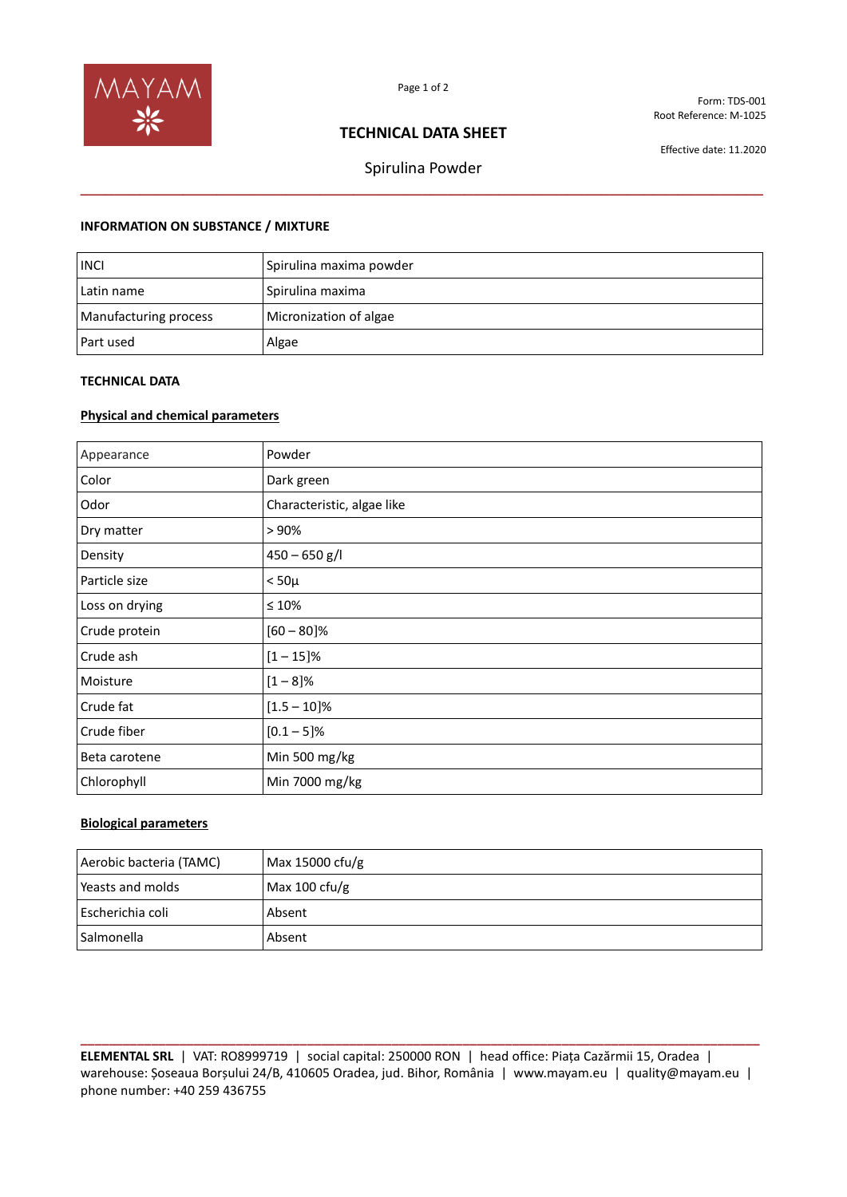Form: TDS-001
Root Reference: M-1025

Effective date: 11.2020

# TECHNICAL DATA SHEET

## Spirulina Powder

### INFORMATION ON SUBSTANCE / MIXTURE

| INCI | Spirulina maxima powder |
|---|---|
| Latin name | Spirulina maxima |
| Manufacturing process | Micronization of algae |
| Part used | Algae |

### TECHNICAL DATA

**Physical and chemical parameters**

| Appearance | Powder |
|---|---|
| Color | Dark green |
| Odor | Characteristic, algae like |
| Dry matter | > 90% |
| Density | 450 – 650 g/l |
| Particle size | < 50µ |
| Loss on drying | ≤ 10% |
| Crude protein | [60 – 80]% |
| Crude ash | [1 – 15]% |
| Moisture | [1 – 8]% |
| Crude fat | [1.5 – 10]% |
| Crude fiber | [0.1 – 5]% |
| Beta carotene | Min 500 mg/kg |
| Chlorophyll | Min 7000 mg/kg |

**Biological parameters**

| Aerobic bacteria (TAMC) | Max 15000 cfu/g |
|---|---|
| Yeasts and molds | Max 100 cfu/g |
| Escherichia coli | Absent |
| Salmonella | Absent |

**ELEMENTAL SRL** | VAT: RO8999719 | social capital: 250000 RON | head office: Piața Cazărmii 15, Oradea | warehouse: Șoseaua Borșului 24/B, 410605 Oradea, jud. Bihor, România | www.mayam.eu | quality@mayam.eu | phone number: +40 259 436755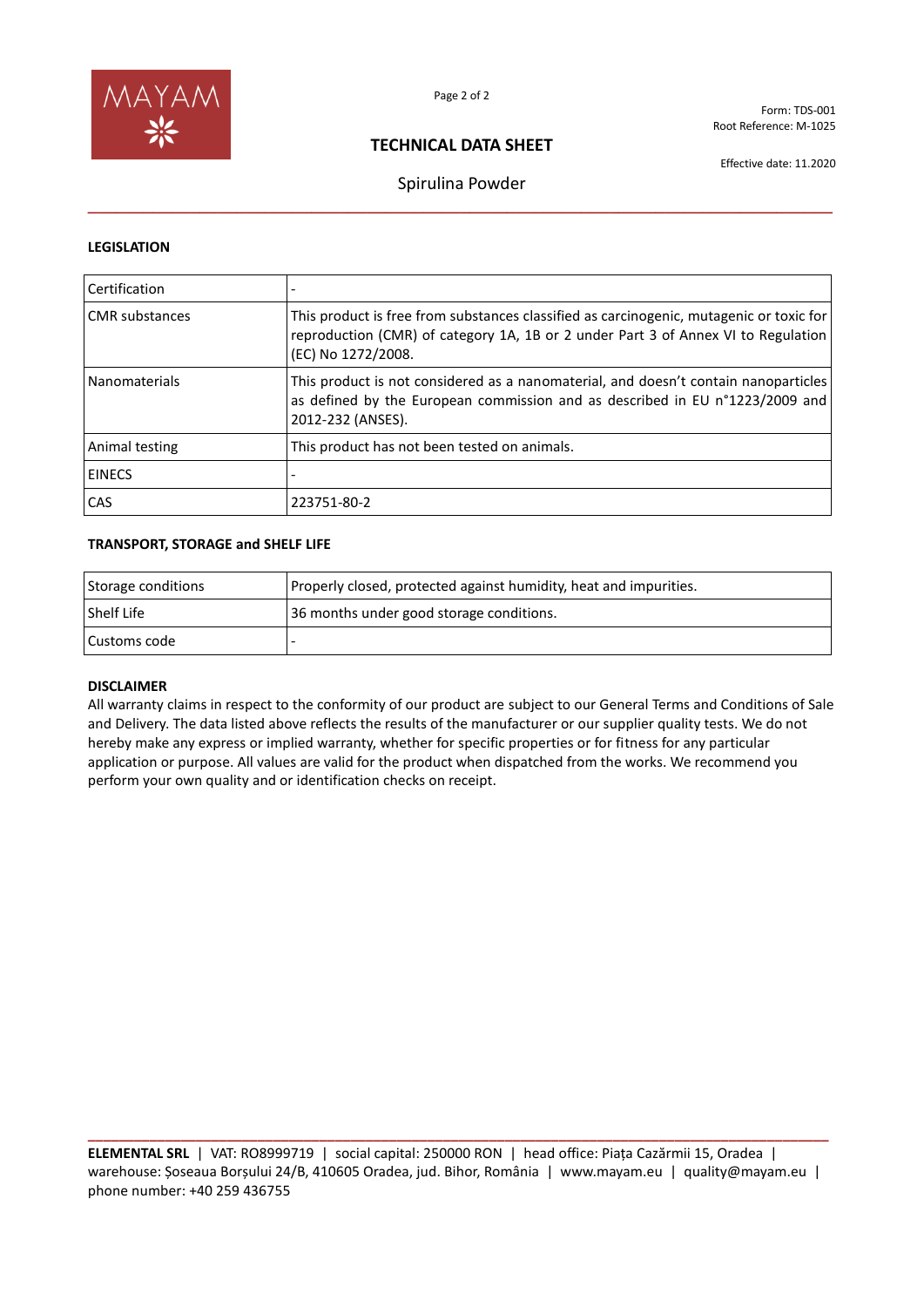# TECHNICAL DATA SHEET

## Spirulina Powder

Form: TDS-001
Root Reference: M-1025

Effective date: 11.2020

### LEGISLATION

| | |
|---|---|
| Certification | - |
| CMR substances | This product is free from substances classified as carcinogenic, mutagenic or toxic for reproduction (CMR) of category 1A, 1B or 2 under Part 3 of Annex VI to Regulation (EC) No 1272/2008. |
| Nanomaterials | This product is not considered as a nanomaterial, and doesn't contain nanoparticles as defined by the European commission and as described in EU n°1223/2009 and 2012-232 (ANSES). |
| Animal testing | This product has not been tested on animals. |
| EINECS | - |
| CAS | 223751-80-2 |

### TRANSPORT, STORAGE and SHELF LIFE

| | |
|---|---|
| Storage conditions | Properly closed, protected against humidity, heat and impurities. |
| Shelf Life | 36 months under good storage conditions. |
| Customs code | - |

### DISCLAIMER

All warranty claims in respect to the conformity of our product are subject to our General Terms and Conditions of Sale and Delivery. The data listed above reflects the results of the manufacturer or our supplier quality tests. We do not hereby make any express or implied warranty, whether for specific properties or for fitness for any particular application or purpose. All values are valid for the product when dispatched from the works. We recommend you perform your own quality and or identification checks on receipt.

**ELEMENTAL SRL** | VAT: RO8999719 | social capital: 250000 RON | head office: Piața Cazărmii 15, Oradea | warehouse: Șoseaua Borșului 24/B, 410605 Oradea, jud. Bihor, România | www.mayam.eu | quality@mayam.eu | phone number: +40 259 436755